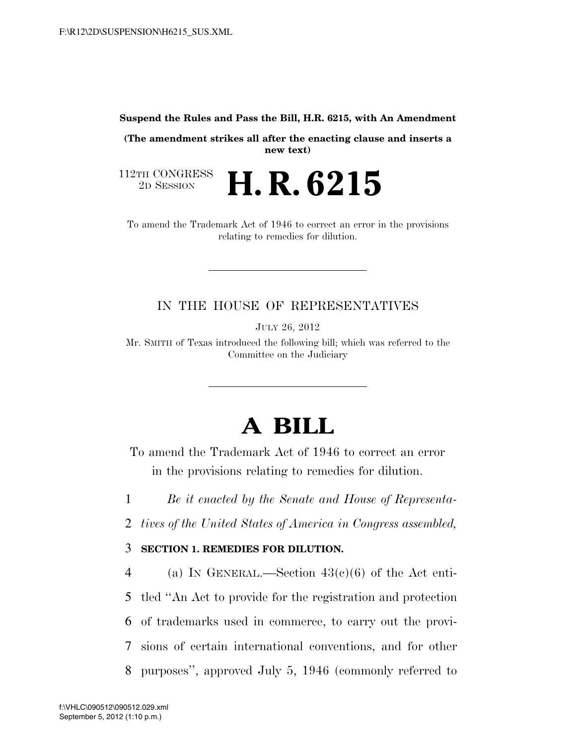**Suspend the Rules and Pass the Bill, H.R. 6215, with An Amendment**

**(The amendment strikes all after the enacting clause and inserts a new text)**

112TH CONGRESS
2D SESSION

# H. R. 6215

To amend the Trademark Act of 1946 to correct an error in the provisions relating to remedies for dilution.

---

IN THE HOUSE OF REPRESENTATIVES

JULY 26, 2012

Mr. SMITH of Texas introduced the following bill; which was referred to the Committee on the Judiciary

---

# A BILL

To amend the Trademark Act of 1946 to correct an error in the provisions relating to remedies for dilution.

1 *Be it enacted by the Senate and House of Representa-*
2 *tives of the United States of America in Congress assembled,*

3 **SECTION 1. REMEDIES FOR DILUTION.**

4 (a) IN GENERAL.—Section 43(c)(6) of the Act enti-
5 tled "An Act to provide for the registration and protection
6 of trademarks used in commerce, to carry out the provi-
7 sions of certain international conventions, and for other
8 purposes", approved July 5, 1946 (commonly referred to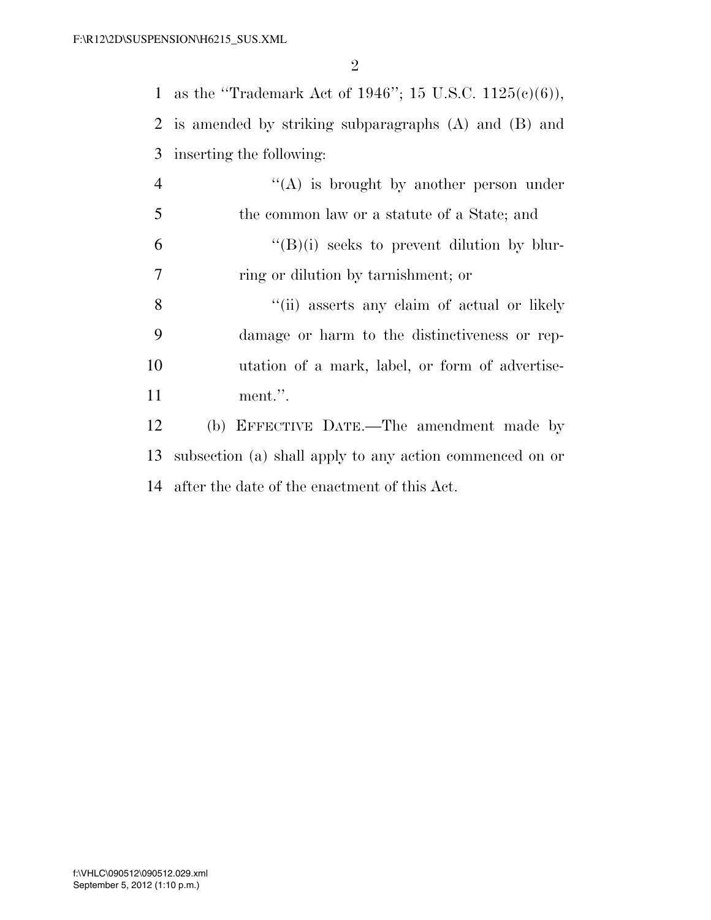as the "Trademark Act of 1946"; 15 U.S.C. 1125(c)(6)), is amended by striking subparagraphs (A) and (B) and inserting the following:

"(A) is brought by another person under the common law or a statute of a State; and

"(B)(i) seeks to prevent dilution by blurring or dilution by tarnishment; or

"(ii) asserts any claim of actual or likely damage or harm to the distinctiveness or reputation of a mark, label, or form of advertisement.".

(b) EFFECTIVE DATE.—The amendment made by subsection (a) shall apply to any action commenced on or after the date of the enactment of this Act.